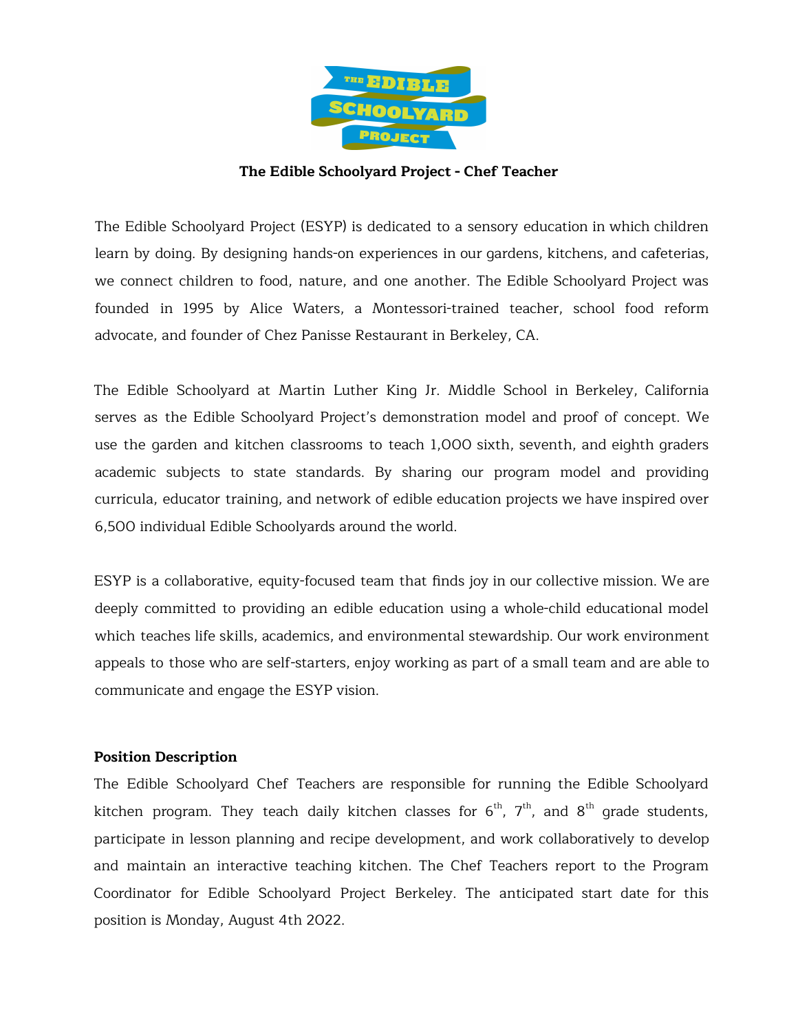**The Edible Schoolyard Project - Chef Teacher**

The Edible Schoolyard Project (ESYP) is dedicated to a sensory education in which children learn by doing. By designing hands-on experiences in our gardens, kitchens, and cafeterias, we connect children to food, nature, and one another. The Edible Schoolyard Project was founded in 1995 by Alice Waters, a Montessori-trained teacher, school food reform advocate, and founder of Chez Panisse Restaurant in Berkeley, CA.

The Edible Schoolyard at Martin Luther King Jr. Middle School in Berkeley, California serves as the Edible Schoolyard Project's demonstration model and proof of concept. We use the garden and kitchen classrooms to teach 1,000 sixth, seventh, and eighth graders academic subjects to state standards. By sharing our program model and providing curricula, educator training, and network of edible education projects we have inspired over 6,500 individual Edible Schoolyards around the world.

ESYP is a collaborative, equity-focused team that finds joy in our collective mission. We are deeply committed to providing an edible education using a whole-child educational model which teaches life skills, academics, and environmental stewardship. Our work environment appeals to those who are self-starters, enjoy working as part of a small team and are able to communicate and engage the ESYP vision.

**Position Description**

The Edible Schoolyard Chef Teachers are responsible for running the Edible Schoolyard kitchen program. They teach daily kitchen classes for 6th, 7th, and 8th grade students, participate in lesson planning and recipe development, and work collaboratively to develop and maintain an interactive teaching kitchen. The Chef Teachers report to the Program Coordinator for Edible Schoolyard Project Berkeley. The anticipated start date for this position is Monday, August 4th 2022.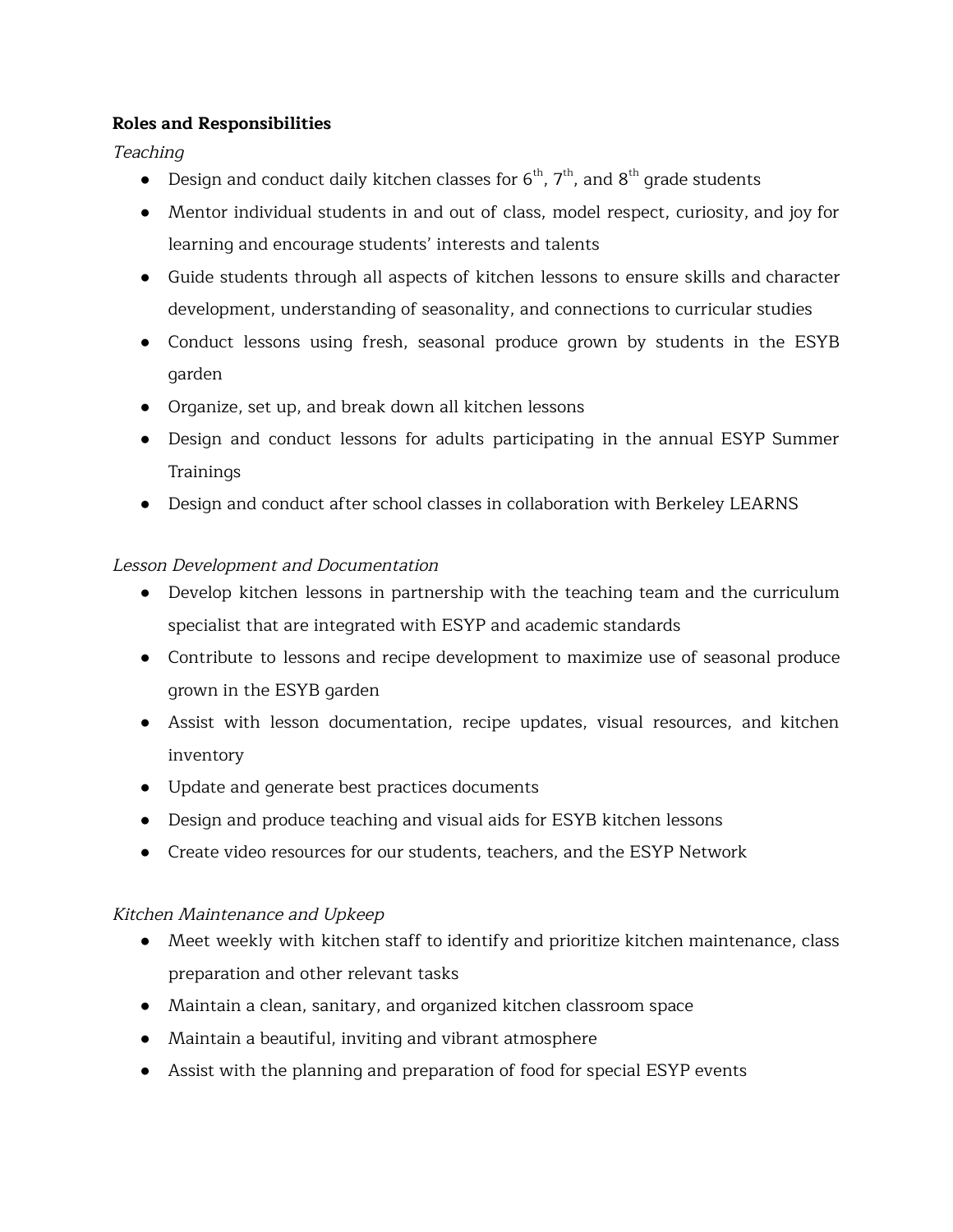**Roles and Responsibilities**

*Teaching*

- Design and conduct daily kitchen classes for 6th, 7th, and 8th grade students
- Mentor individual students in and out of class, model respect, curiosity, and joy for learning and encourage students' interests and talents
- Guide students through all aspects of kitchen lessons to ensure skills and character development, understanding of seasonality, and connections to curricular studies
- Conduct lessons using fresh, seasonal produce grown by students in the ESYB garden
- Organize, set up, and break down all kitchen lessons
- Design and conduct lessons for adults participating in the annual ESYP Summer Trainings
- Design and conduct after school classes in collaboration with Berkeley LEARNS

*Lesson Development and Documentation*

- Develop kitchen lessons in partnership with the teaching team and the curriculum specialist that are integrated with ESYP and academic standards
- Contribute to lessons and recipe development to maximize use of seasonal produce grown in the ESYB garden
- Assist with lesson documentation, recipe updates, visual resources, and kitchen inventory
- Update and generate best practices documents
- Design and produce teaching and visual aids for ESYB kitchen lessons
- Create video resources for our students, teachers, and the ESYP Network

*Kitchen Maintenance and Upkeep*

- Meet weekly with kitchen staff to identify and prioritize kitchen maintenance, class preparation and other relevant tasks
- Maintain a clean, sanitary, and organized kitchen classroom space
- Maintain a beautiful, inviting and vibrant atmosphere
- Assist with the planning and preparation of food for special ESYP events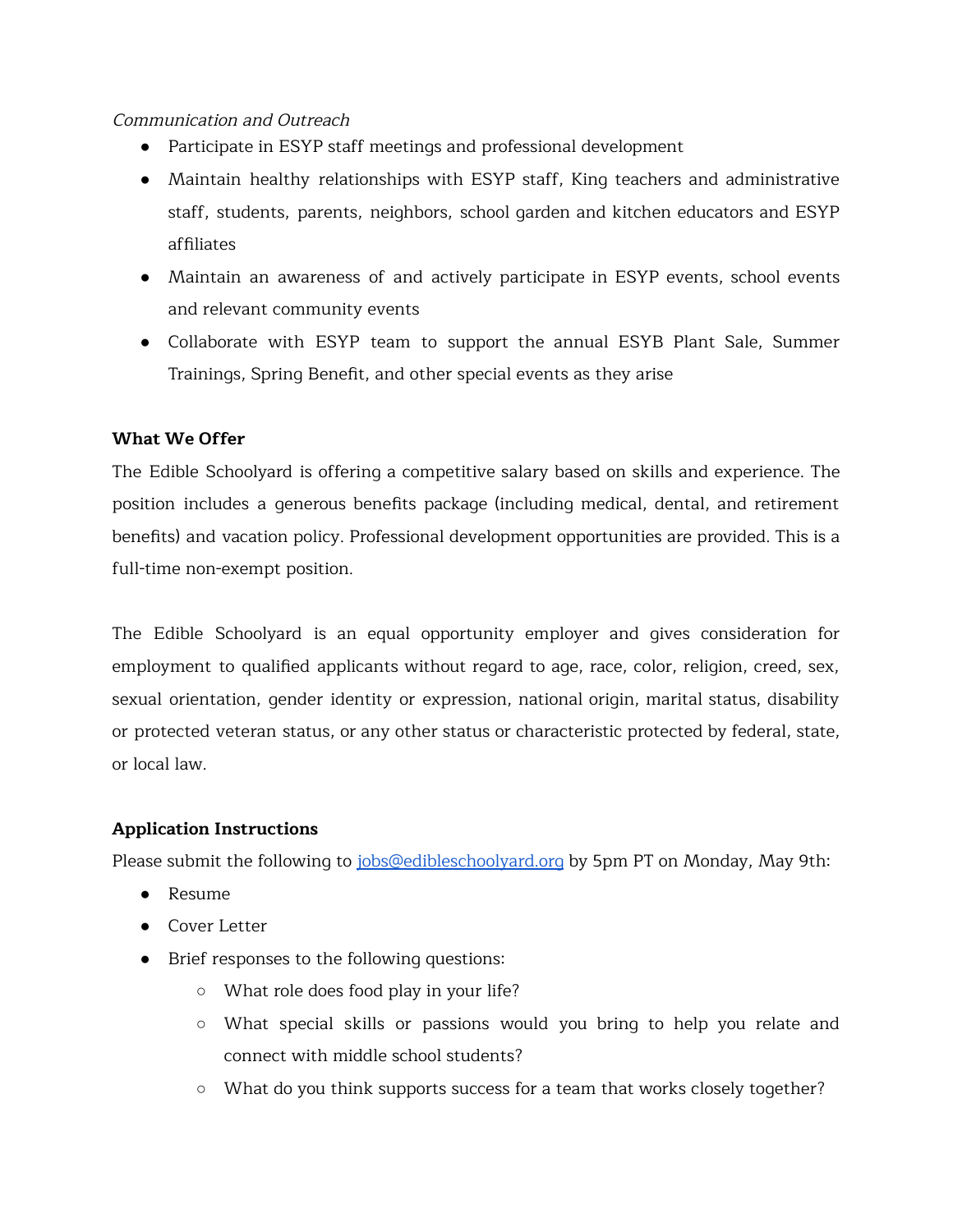*Communication and Outreach*

- Participate in ESYP staff meetings and professional development
- Maintain healthy relationships with ESYP staff, King teachers and administrative staff, students, parents, neighbors, school garden and kitchen educators and ESYP affiliates
- Maintain an awareness of and actively participate in ESYP events, school events and relevant community events
- Collaborate with ESYP team to support the annual ESYB Plant Sale, Summer Trainings, Spring Benefit, and other special events as they arise

**What We Offer**

The Edible Schoolyard is offering a competitive salary based on skills and experience. The position includes a generous benefits package (including medical, dental, and retirement benefits) and vacation policy. Professional development opportunities are provided. This is a full-time non-exempt position.

The Edible Schoolyard is an equal opportunity employer and gives consideration for employment to qualified applicants without regard to age, race, color, religion, creed, sex, sexual orientation, gender identity or expression, national origin, marital status, disability or protected veteran status, or any other status or characteristic protected by federal, state, or local law.

**Application Instructions**

Please submit the following to [jobs@edibleschoolyard.org](mailto:jobs@edibleschoolyard.org) by 5pm PT on Monday, May 9th:

- Resume
- Cover Letter
- Brief responses to the following questions:
  - What role does food play in your life?
  - What special skills or passions would you bring to help you relate and connect with middle school students?
  - What do you think supports success for a team that works closely together?